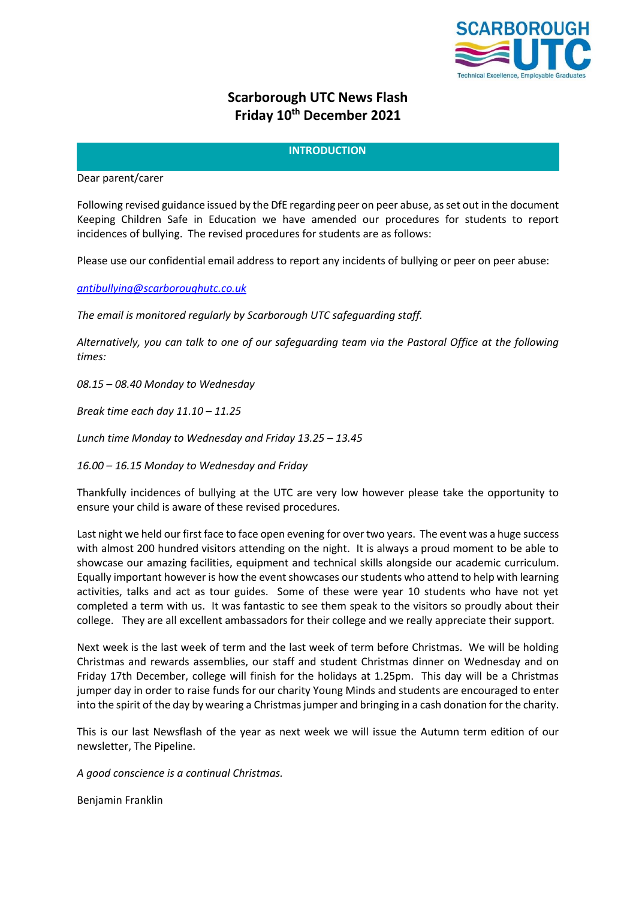# Scarborough UTC News Flash
# Friday 10th December 2021

## INTRODUCTION

Dear parent/carer

Following revised guidance issued by the DfE regarding peer on peer abuse, as set out in the document Keeping Children Safe in Education we have amended our procedures for students to report incidences of bullying. The revised procedures for students are as follows:

Please use our confidential email address to report any incidents of bullying or peer on peer abuse:

*antibullying@scarboroughutc.co.uk*

*The email is monitored regularly by Scarborough UTC safeguarding staff.*

*Alternatively, you can talk to one of our safeguarding team via the Pastoral Office at the following times:*

*08.15 – 08.40 Monday to Wednesday*

*Break time each day 11.10 – 11.25*

*Lunch time Monday to Wednesday and Friday 13.25 – 13.45*

*16.00 – 16.15 Monday to Wednesday and Friday*

Thankfully incidences of bullying at the UTC are very low however please take the opportunity to ensure your child is aware of these revised procedures.

Last night we held our first face to face open evening for over two years. The event was a huge success with almost 200 hundred visitors attending on the night. It is always a proud moment to be able to showcase our amazing facilities, equipment and technical skills alongside our academic curriculum. Equally important however is how the event showcases our students who attend to help with learning activities, talks and act as tour guides. Some of these were year 10 students who have not yet completed a term with us. It was fantastic to see them speak to the visitors so proudly about their college. They are all excellent ambassadors for their college and we really appreciate their support.

Next week is the last week of term and the last week of term before Christmas. We will be holding Christmas and rewards assemblies, our staff and student Christmas dinner on Wednesday and on Friday 17th December, college will finish for the holidays at 1.25pm. This day will be a Christmas jumper day in order to raise funds for our charity Young Minds and students are encouraged to enter into the spirit of the day by wearing a Christmas jumper and bringing in a cash donation for the charity.

This is our last Newsflash of the year as next week we will issue the Autumn term edition of our newsletter, The Pipeline.

*A good conscience is a continual Christmas.*

Benjamin Franklin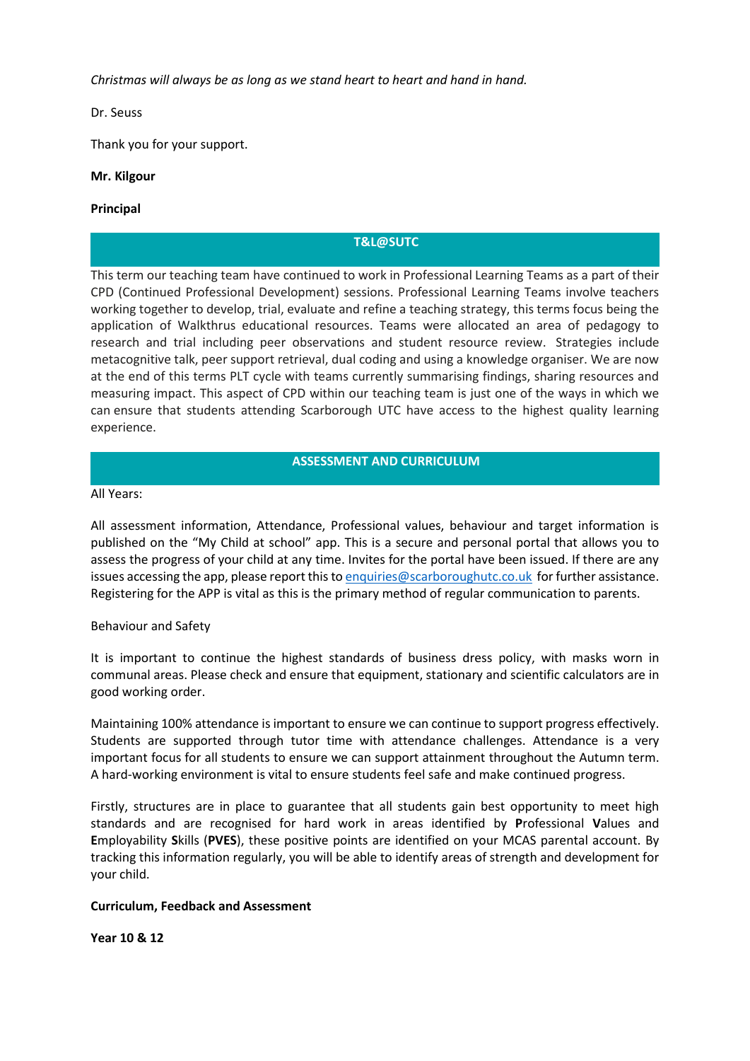*Christmas will always be as long as we stand heart to heart and hand in hand.*

Dr. Seuss

Thank you for your support.

**Mr. Kilgour**

**Principal**

## T&L@SUTC

This term our teaching team have continued to work in Professional Learning Teams as a part of their CPD (Continued Professional Development) sessions. Professional Learning Teams involve teachers working together to develop, trial, evaluate and refine a teaching strategy, this terms focus being the application of Walkthrus educational resources. Teams were allocated an area of pedagogy to research and trial including peer observations and student resource review. Strategies include metacognitive talk, peer support retrieval, dual coding and using a knowledge organiser. We are now at the end of this terms PLT cycle with teams currently summarising findings, sharing resources and measuring impact. This aspect of CPD within our teaching team is just one of the ways in which we can ensure that students attending Scarborough UTC have access to the highest quality learning experience.

## ASSESSMENT AND CURRICULUM

All Years:

All assessment information, Attendance, Professional values, behaviour and target information is published on the "My Child at school" app. This is a secure and personal portal that allows you to assess the progress of your child at any time. Invites for the portal have been issued. If there are any issues accessing the app, please report this to enquiries@scarboroughutc.co.uk for further assistance. Registering for the APP is vital as this is the primary method of regular communication to parents.

Behaviour and Safety

It is important to continue the highest standards of business dress policy, with masks worn in communal areas. Please check and ensure that equipment, stationary and scientific calculators are in good working order.

Maintaining 100% attendance is important to ensure we can continue to support progress effectively. Students are supported through tutor time with attendance challenges. Attendance is a very important focus for all students to ensure we can support attainment throughout the Autumn term. A hard-working environment is vital to ensure students feel safe and make continued progress.

Firstly, structures are in place to guarantee that all students gain best opportunity to meet high standards and are recognised for hard work in areas identified by **P**rofessional **V**alues and **E**mployability **S**kills (**PVES**), these positive points are identified on your MCAS parental account. By tracking this information regularly, you will be able to identify areas of strength and development for your child.

**Curriculum, Feedback and Assessment**

**Year 10 & 12**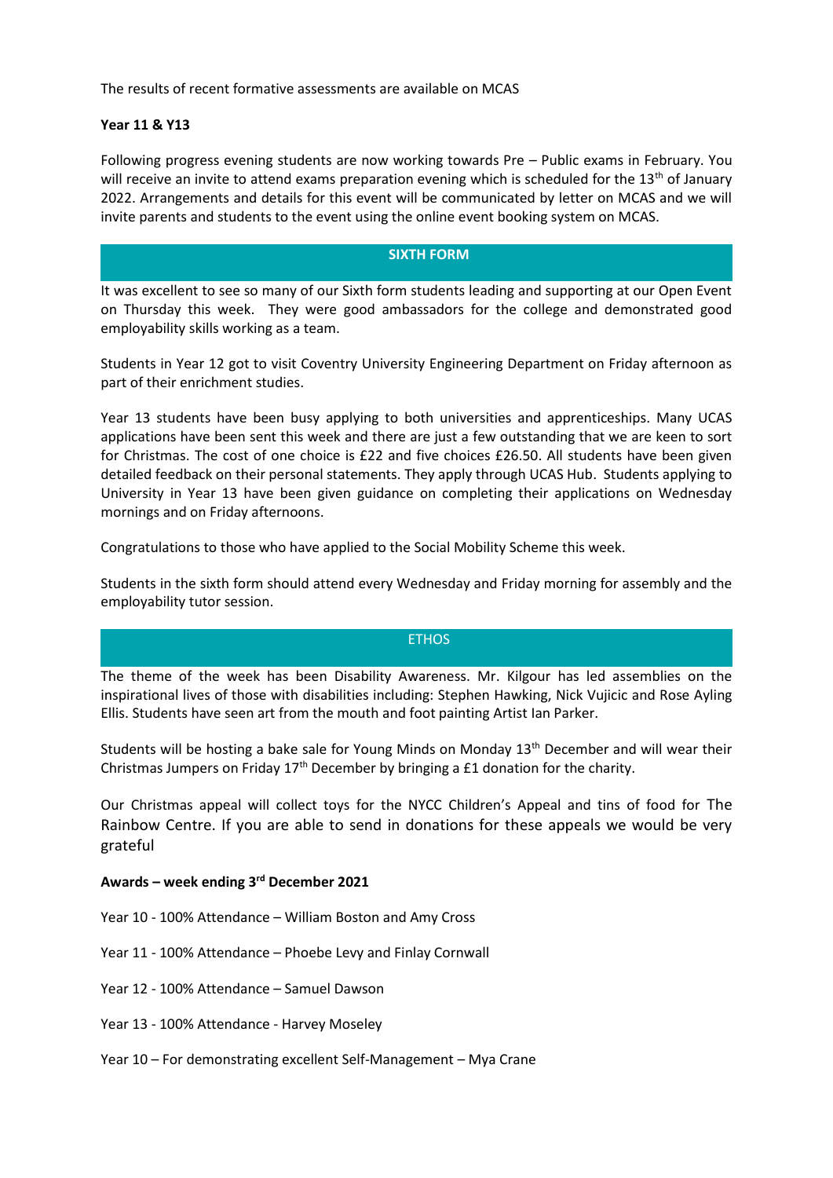The results of recent formative assessments are available on MCAS

**Year 11 & Y13**

Following progress evening students are now working towards Pre – Public exams in February. You will receive an invite to attend exams preparation evening which is scheduled for the 13th of January 2022. Arrangements and details for this event will be communicated by letter on MCAS and we will invite parents and students to the event using the online event booking system on MCAS.

## SIXTH FORM

It was excellent to see so many of our Sixth form students leading and supporting at our Open Event on Thursday this week. They were good ambassadors for the college and demonstrated good employability skills working as a team.

Students in Year 12 got to visit Coventry University Engineering Department on Friday afternoon as part of their enrichment studies.

Year 13 students have been busy applying to both universities and apprenticeships. Many UCAS applications have been sent this week and there are just a few outstanding that we are keen to sort for Christmas. The cost of one choice is £22 and five choices £26.50. All students have been given detailed feedback on their personal statements. They apply through UCAS Hub. Students applying to University in Year 13 have been given guidance on completing their applications on Wednesday mornings and on Friday afternoons.

Congratulations to those who have applied to the Social Mobility Scheme this week.

Students in the sixth form should attend every Wednesday and Friday morning for assembly and the employability tutor session.

## ETHOS

The theme of the week has been Disability Awareness. Mr. Kilgour has led assemblies on the inspirational lives of those with disabilities including: Stephen Hawking, Nick Vujicic and Rose Ayling Ellis. Students have seen art from the mouth and foot painting Artist Ian Parker.

Students will be hosting a bake sale for Young Minds on Monday 13th December and will wear their Christmas Jumpers on Friday 17th December by bringing a £1 donation for the charity.

Our Christmas appeal will collect toys for the NYCC Children's Appeal and tins of food for The Rainbow Centre. If you are able to send in donations for these appeals we would be very grateful

**Awards – week ending 3rd December 2021**

Year 10 - 100% Attendance – William Boston and Amy Cross

Year 11 - 100% Attendance – Phoebe Levy and Finlay Cornwall

Year 12 - 100% Attendance – Samuel Dawson

Year 13 - 100% Attendance - Harvey Moseley

Year 10 – For demonstrating excellent Self-Management – Mya Crane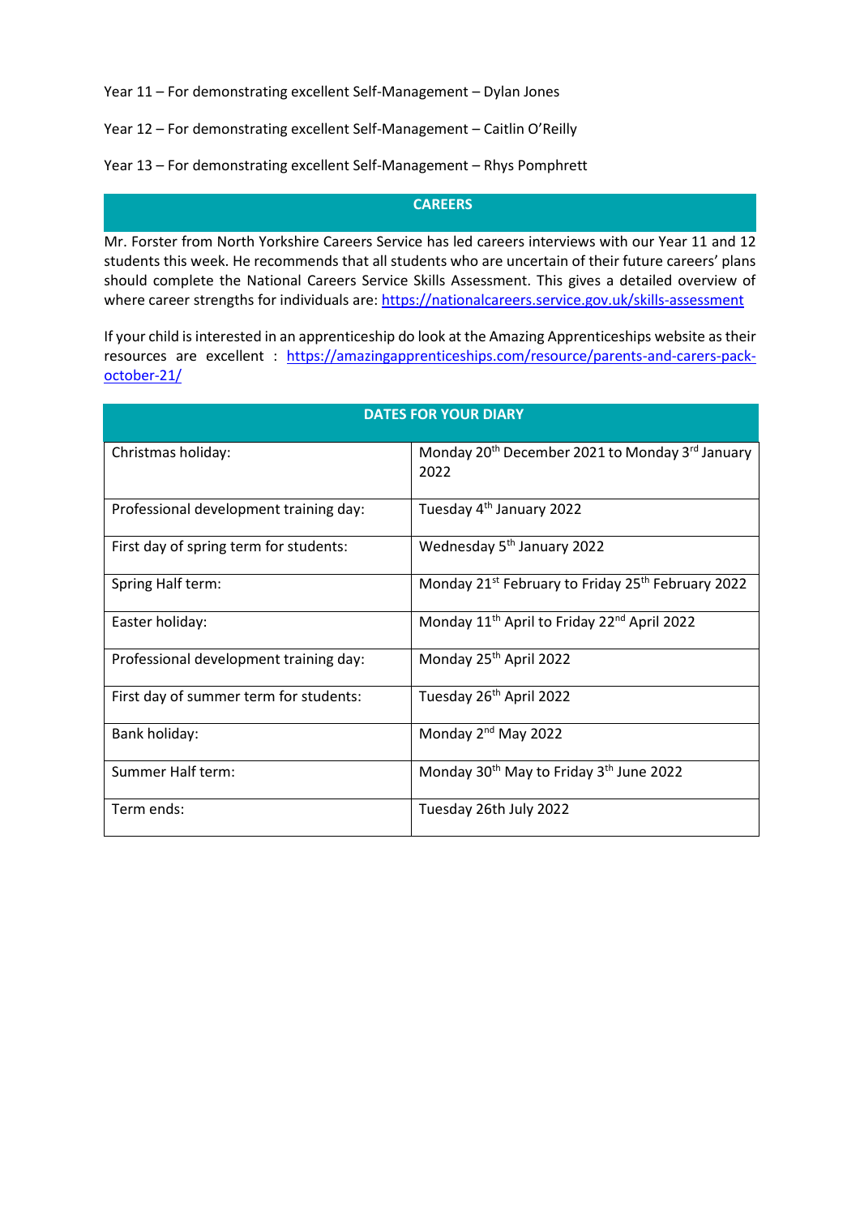Year 11 – For demonstrating excellent Self-Management – Dylan Jones

Year 12 – For demonstrating excellent Self-Management – Caitlin O'Reilly

Year 13 – For demonstrating excellent Self-Management – Rhys Pomphrett

## CAREERS

Mr. Forster from North Yorkshire Careers Service has led careers interviews with our Year 11 and 12 students this week. He recommends that all students who are uncertain of their future careers' plans should complete the National Careers Service Skills Assessment. This gives a detailed overview of where career strengths for individuals are: https://nationalcareers.service.gov.uk/skills-assessment

If your child is interested in an apprenticeship do look at the Amazing Apprenticeships website as their resources are excellent : https://amazingapprenticeships.com/resource/parents-and-carers-pack-october-21/

## DATES FOR YOUR DIARY

| | |
|---|---|
| Christmas holiday: | Monday 20th December 2021 to Monday 3rd January 2022 |
| Professional development training day: | Tuesday 4th January 2022 |
| First day of spring term for students: | Wednesday 5th January 2022 |
| Spring Half term: | Monday 21st February to Friday 25th February 2022 |
| Easter holiday: | Monday 11th April to Friday 22nd April 2022 |
| Professional development training day: | Monday 25th April 2022 |
| First day of summer term for students: | Tuesday 26th April 2022 |
| Bank holiday: | Monday 2nd May 2022 |
| Summer Half term: | Monday 30th May to Friday 3th June 2022 |
| Term ends: | Tuesday 26th July 2022 |